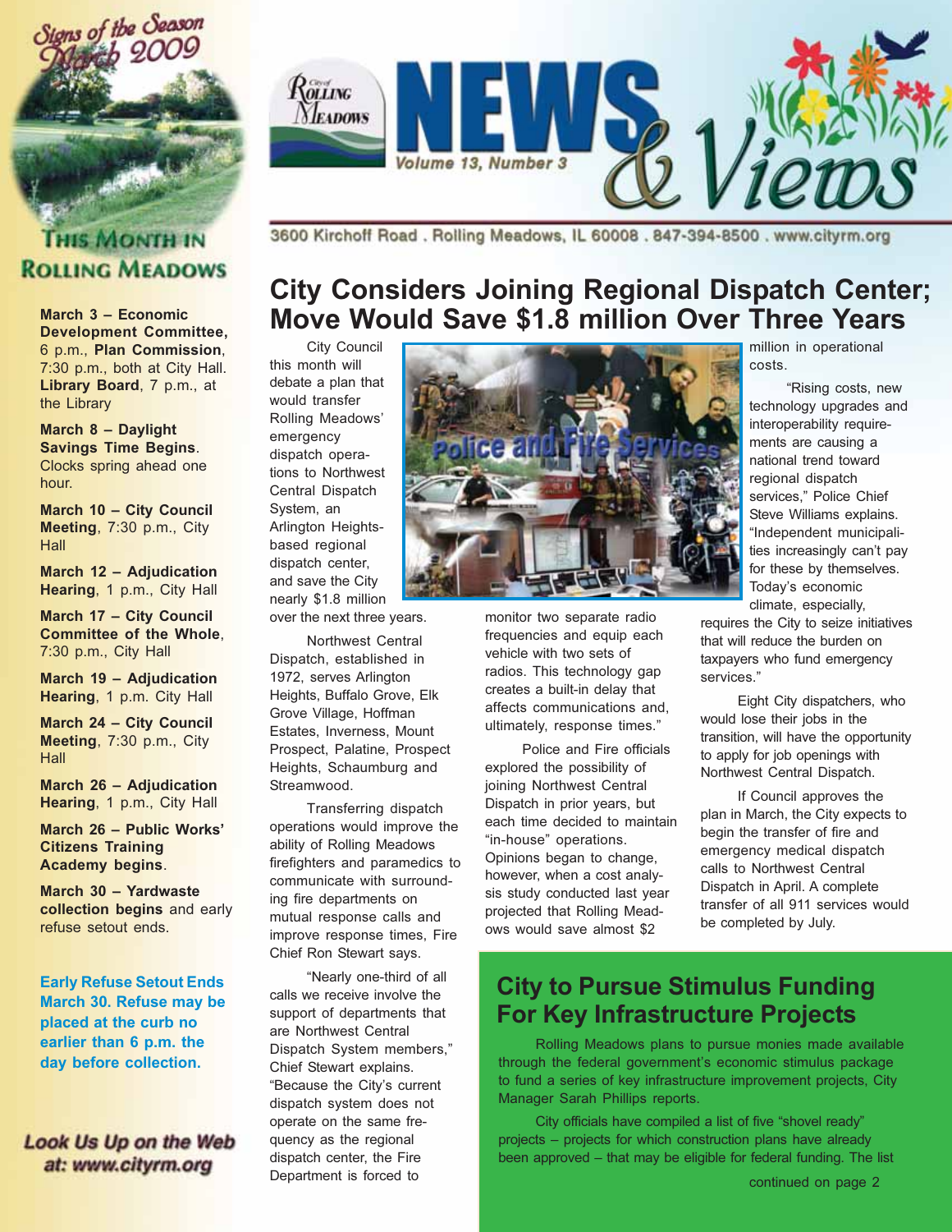# Rolling Meadows NEWS & Views

Volume 13, Number 3

3600 Kirchoff Road . Rolling Meadows, IL 60008 . 847-394-8500 . www.cityrm.org

Signs of the Season March 2009

## This Month in Rolling Meadows

**March 3 – Economic Development Committee,** 6 p.m., **Plan Commission**, 7:30 p.m., both at City Hall. **Library Board**, 7 p.m., at the Library

**March 8 – Daylight Savings Time Begins**. Clocks spring ahead one hour.

**March 10 – City Council Meeting**, 7:30 p.m., City Hall

**March 12 – Adjudication Hearing**, 1 p.m., City Hall

**March 17 – City Council Committee of the Whole**, 7:30 p.m., City Hall

**March 19 – Adjudication Hearing**, 1 p.m. City Hall

**March 24 – City Council Meeting**, 7:30 p.m., City Hall

**March 26 – Adjudication Hearing**, 1 p.m., City Hall

**March 26 – Public Works' Citizens Training Academy begins**.

**March 30 – Yardwaste collection begins** and early refuse setout ends.

**Early Refuse Setout Ends March 30. Refuse may be placed at the curb no earlier than 6 p.m. the day before collection.**

***Look Us Up on the Web at: www.cityrm.org***

# City Considers Joining Regional Dispatch Center; Move Would Save $1.8 million Over Three Years

City Council this month will debate a plan that would transfer Rolling Meadows' emergency dispatch operations to Northwest Central Dispatch System, an Arlington Heights-based regional dispatch center, and save the City nearly $1.8 million over the next three years.

Northwest Central Dispatch, established in 1972, serves Arlington Heights, Buffalo Grove, Elk Grove Village, Hoffman Estates, Inverness, Mount Prospect, Palatine, Prospect Heights, Schaumburg and Streamwood.

Transferring dispatch operations would improve the ability of Rolling Meadows firefighters and paramedics to communicate with surrounding fire departments on mutual response calls and improve response times, Fire Chief Ron Stewart says.

"Nearly one-third of all calls we receive involve the support of departments that are Northwest Central Dispatch System members," Chief Stewart explains. "Because the City's current dispatch system does not operate on the same frequency as the regional dispatch center, the Fire Department is forced to monitor two separate radio frequencies and equip each vehicle with two sets of radios. This technology gap creates a built-in delay that affects communications and, ultimately, response times."

Police and Fire officials explored the possibility of joining Northwest Central Dispatch in prior years, but each time decided to maintain "in-house" operations. Opinions began to change, however, when a cost analysis study conducted last year projected that Rolling Meadows would save almost $2 million in operational costs.

"Rising costs, new technology upgrades and interoperability requirements are causing a national trend toward regional dispatch services," Police Chief Steve Williams explains. "Independent municipalities increasingly can't pay for these by themselves. Today's economic climate, especially, requires the City to seize initiatives that will reduce the burden on taxpayers who fund emergency services."

Eight City dispatchers, who would lose their jobs in the transition, will have the opportunity to apply for job openings with Northwest Central Dispatch.

If Council approves the plan in March, the City expects to begin the transfer of fire and emergency medical dispatch calls to Northwest Central Dispatch in April. A complete transfer of all 911 services would be completed by July.

# City to Pursue Stimulus Funding For Key Infrastructure Projects

Rolling Meadows plans to pursue monies made available through the federal government's economic stimulus package to fund a series of key infrastructure improvement projects, City Manager Sarah Phillips reports.

City officials have compiled a list of five "shovel ready" projects – projects for which construction plans have already been approved – that may be eligible for federal funding. The list

continued on page 2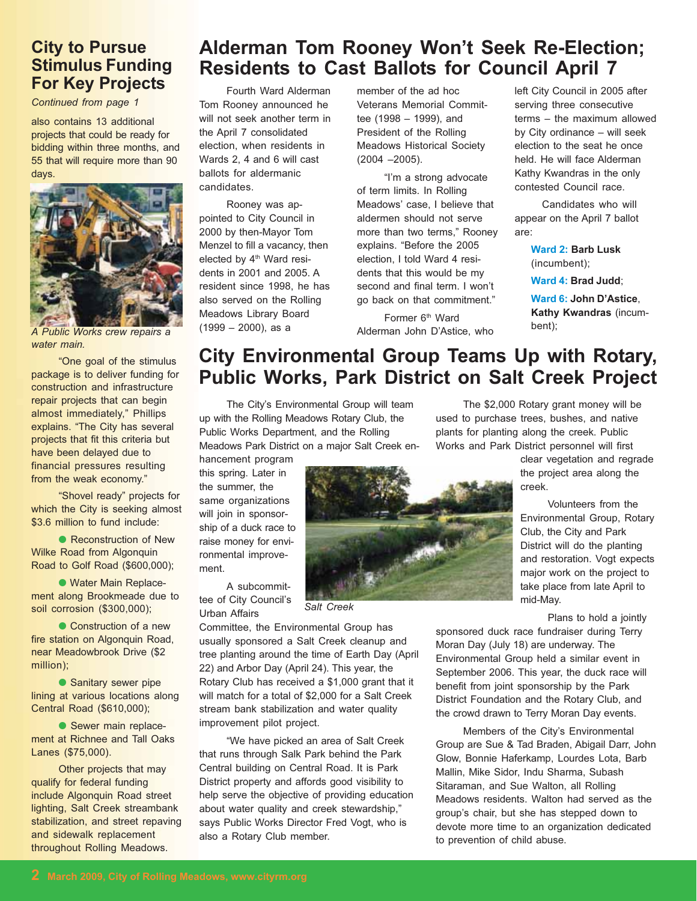## City to Pursue Stimulus Funding For Key Projects

*Continued from page 1*

also contains 13 additional projects that could be ready for bidding within three months, and 55 that will require more than 90 days.

*A Public Works crew repairs a water main.*

"One goal of the stimulus package is to deliver funding for construction and infrastructure repair projects that can begin almost immediately," Phillips explains. "The City has several projects that fit this criteria but have been delayed due to financial pressures resulting from the weak economy."

"Shovel ready" projects for which the City is seeking almost $3.6 million to fund include:

- Reconstruction of New Wilke Road from Algonquin Road to Golf Road ($600,000);
- Water Main Replacement along Brookmeade due to soil corrosion ($300,000);
- Construction of a new fire station on Algonquin Road, near Meadowbrook Drive ($2 million);
- Sanitary sewer pipe lining at various locations along Central Road ($610,000);
- Sewer main replacement at Richnee and Tall Oaks Lanes ($75,000).

Other projects that may qualify for federal funding include Algonquin Road street lighting, Salt Creek streambank stabilization, and street repaving and sidewalk replacement throughout Rolling Meadows.

## Alderman Tom Rooney Won't Seek Re-Election; Residents to Cast Ballots for Council April 7

Fourth Ward Alderman Tom Rooney announced he will not seek another term in the April 7 consolidated election, when residents in Wards 2, 4 and 6 will cast ballots for aldermanic candidates.

Rooney was appointed to City Council in 2000 by then-Mayor Tom Menzel to fill a vacancy, then elected by 4th Ward residents in 2001 and 2005. A resident since 1998, he has also served on the Rolling Meadows Library Board (1999 – 2000), as a member of the ad hoc Veterans Memorial Committee (1998 – 1999), and President of the Rolling Meadows Historical Society (2004 –2005).

"I'm a strong advocate of term limits. In Rolling Meadows' case, I believe that aldermen should not serve more than two terms," Rooney explains. "Before the 2005 election, I told Ward 4 residents that this would be my second and final term. I won't go back on that commitment."

Former 6th Ward Alderman John D'Astice, who left City Council in 2005 after serving three consecutive terms – the maximum allowed by City ordinance – will seek election to the seat he once held. He will face Alderman Kathy Kwandras in the only contested Council race.

Candidates who will appear on the April 7 ballot are:

**Ward 2:** **Barb Lusk** (incumbent);

**Ward 4:** **Brad Judd**;

**Ward 6:** **John D'Astice**, **Kathy Kwandras** (incumbent);

## City Environmental Group Teams Up with Rotary, Public Works, Park District on Salt Creek Project

The City's Environmental Group will team up with the Rolling Meadows Rotary Club, the Public Works Department, and the Rolling Meadows Park District on a major Salt Creek enhancement program this spring. Later in the summer, the same organizations will join in sponsorship of a duck race to raise money for environmental improvement.

*Salt Creek*

A subcommittee of City Council's Urban Affairs Committee, the Environmental Group has usually sponsored a Salt Creek cleanup and tree planting around the time of Earth Day (April 22) and Arbor Day (April 24). This year, the Rotary Club has received a $1,000 grant that it will match for a total of $2,000 for a Salt Creek stream bank stabilization and water quality improvement pilot project.

"We have picked an area of Salt Creek that runs through Salk Park behind the Park Central building on Central Road. It is Park District property and affords good visibility to help serve the objective of providing education about water quality and creek stewardship," says Public Works Director Fred Vogt, who is also a Rotary Club member.

The $2,000 Rotary grant money will be used to purchase trees, bushes, and native plants for planting along the creek. Public Works and Park District personnel will first clear vegetation and regrade the project area along the creek.

Volunteers from the Environmental Group, Rotary Club, the City and Park District will do the planting and restoration. Vogt expects major work on the project to take place from late April to mid-May.

Plans to hold a jointly sponsored duck race fundraiser during Terry Moran Day (July 18) are underway. The Environmental Group held a similar event in September 2006. This year, the duck race will benefit from joint sponsorship by the Park District Foundation and the Rotary Club, and the crowd drawn to Terry Moran Day events.

Members of the City's Environmental Group are Sue & Tad Braden, Abigail Darr, John Glow, Bonnie Haferkamp, Lourdes Lota, Barb Mallin, Mike Sidor, Indu Sharma, Subash Sitaraman, and Sue Walton, all Rolling Meadows residents. Walton had served as the group's chair, but she has stepped down to devote more time to an organization dedicated to prevention of child abuse.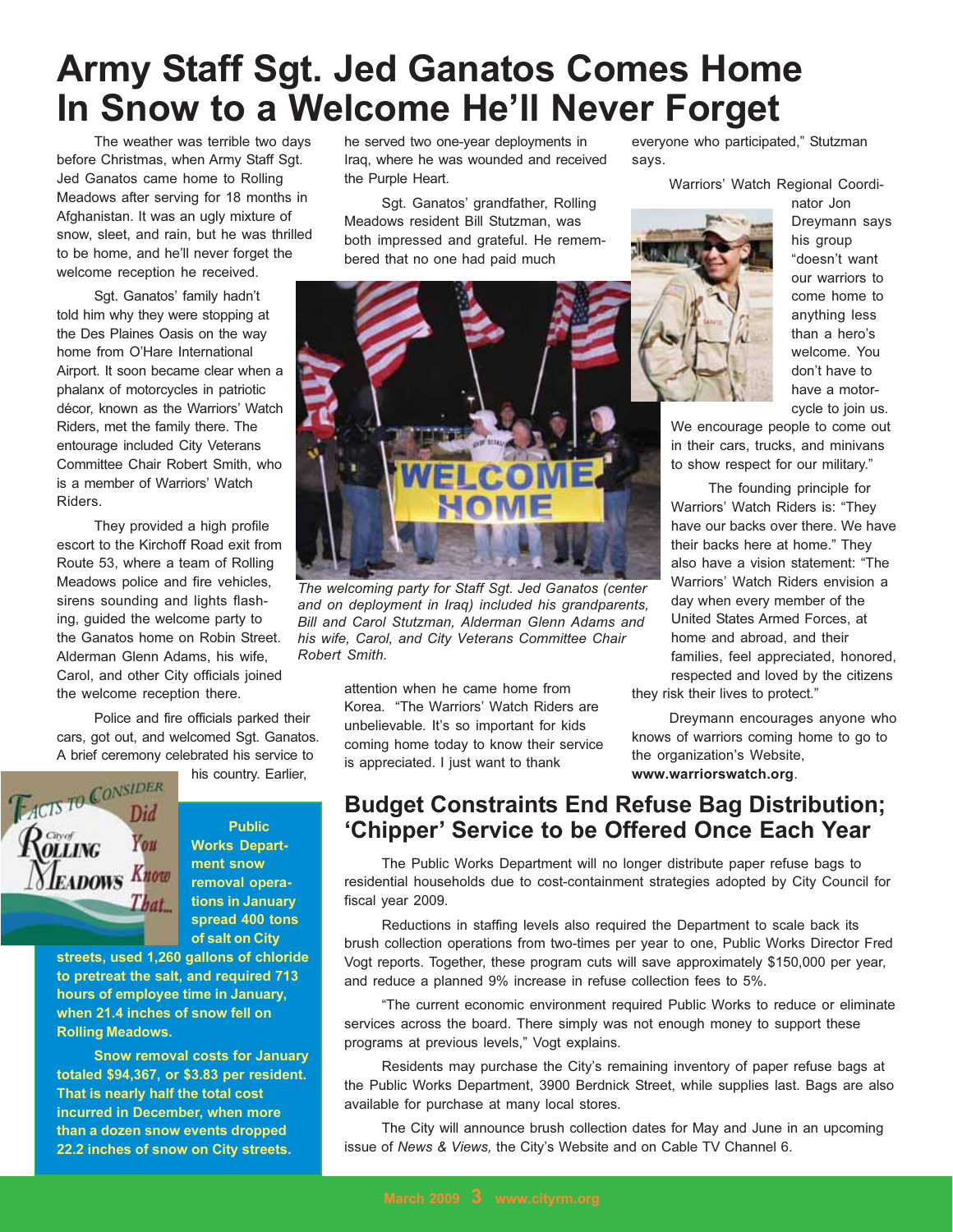# Army Staff Sgt. Jed Ganatos Comes Home In Snow to a Welcome He'll Never Forget

The weather was terrible two days before Christmas, when Army Staff Sgt. Jed Ganatos came home to Rolling Meadows after serving for 18 months in Afghanistan. It was an ugly mixture of snow, sleet, and rain, but he was thrilled to be home, and he'll never forget the welcome reception he received.

Sgt. Ganatos' family hadn't told him why they were stopping at the Des Plaines Oasis on the way home from O'Hare International Airport. It soon became clear when a phalanx of motorcycles in patriotic décor, known as the Warriors' Watch Riders, met the family there. The entourage included City Veterans Committee Chair Robert Smith, who is a member of Warriors' Watch Riders.

They provided a high profile escort to the Kirchoff Road exit from Route 53, where a team of Rolling Meadows police and fire vehicles, sirens sounding and lights flashing, guided the welcome party to the Ganatos home on Robin Street. Alderman Glenn Adams, his wife, Carol, and other City officials joined the welcome reception there.

Police and fire officials parked their cars, got out, and welcomed Sgt. Ganatos. A brief ceremony celebrated his service to his country. Earlier, he served two one-year deployments in Iraq, where he was wounded and received the Purple Heart.

Sgt. Ganatos' grandfather, Rolling Meadows resident Bill Stutzman, was both impressed and grateful. He remembered that no one had paid much attention when he came home from Korea. "The Warriors' Watch Riders are unbelievable. It's so important for kids coming home today to know their service is appreciated. I just want to thank everyone who participated," Stutzman says.

*The welcoming party for Staff Sgt. Jed Ganatos (center and on deployment in Iraq) included his grandparents, Bill and Carol Stutzman, Alderman Glenn Adams and his wife, Carol, and City Veterans Committee Chair Robert Smith.*

Warriors' Watch Regional Coordinator Jon Dreymann says his group "doesn't want our warriors to come home to anything less than a hero's welcome. You don't have to have a motorcycle to join us. We encourage people to come out in their cars, trucks, and minivans to show respect for our military."

The founding principle for Warriors' Watch Riders is: "They have our backs over there. We have their backs here at home." They also have a vision statement: "The Warriors' Watch Riders envision a day when every member of the United States Armed Forces, at home and abroad, and their families, feel appreciated, honored, respected and loved by the citizens they risk their lives to protect."

Dreymann encourages anyone who knows of warriors coming home to go to the organization's Website, **www.warriorswatch.org**.

## Facts to Consider — City of Rolling Meadows — Did You Know That...

**Public Works Department snow removal operations in January spread 400 tons of salt on City streets, used 1,260 gallons of chloride to pretreat the salt, and required 713 hours of employee time in January, when 21.4 inches of snow fell on Rolling Meadows.**

**Snow removal costs for January totaled $94,367, or $3.83 per resident. That is nearly half the total cost incurred in December, when more than a dozen snow events dropped 22.2 inches of snow on City streets.**

## Budget Constraints End Refuse Bag Distribution; 'Chipper' Service to be Offered Once Each Year

The Public Works Department will no longer distribute paper refuse bags to residential households due to cost-containment strategies adopted by City Council for fiscal year 2009.

Reductions in staffing levels also required the Department to scale back its brush collection operations from two-times per year to one, Public Works Director Fred Vogt reports. Together, these program cuts will save approximately $150,000 per year, and reduce a planned 9% increase in refuse collection fees to 5%.

"The current economic environment required Public Works to reduce or eliminate services across the board. There simply was not enough money to support these programs at previous levels," Vogt explains.

Residents may purchase the City's remaining inventory of paper refuse bags at the Public Works Department, 3900 Berdnick Street, while supplies last. Bags are also available for purchase at many local stores.

The City will announce brush collection dates for May and June in an upcoming issue of *News & Views,* the City's Website and on Cable TV Channel 6.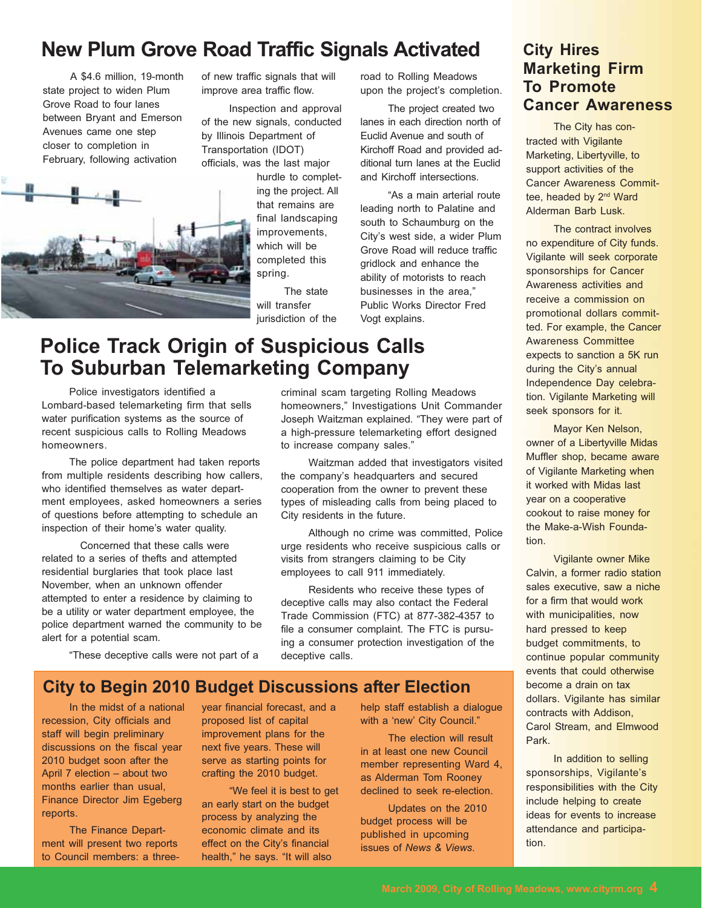## New Plum Grove Road Traffic Signals Activated

A $4.6 million, 19-month state project to widen Plum Grove Road to four lanes between Bryant and Emerson Avenues came one step closer to completion in February, following activation of new traffic signals that will improve area traffic flow.

Inspection and approval of the new signals, conducted by Illinois Department of Transportation (IDOT) officials, was the last major hurdle to completing the project. All that remains are final landscaping improvements, which will be completed this spring.

The state will transfer jurisdiction of the road to Rolling Meadows upon the project's completion.

The project created two lanes in each direction north of Euclid Avenue and south of Kirchoff Road and provided additional turn lanes at the Euclid and Kirchoff intersections.

"As a main arterial route leading north to Palatine and south to Schaumburg on the City's west side, a wider Plum Grove Road will reduce traffic gridlock and enhance the ability of motorists to reach businesses in the area," Public Works Director Fred Vogt explains.

## Police Track Origin of Suspicious Calls To Suburban Telemarketing Company

Police investigators identified a Lombard-based telemarketing firm that sells water purification systems as the source of recent suspicious calls to Rolling Meadows homeowners.

The police department had taken reports from multiple residents describing how callers, who identified themselves as water department employees, asked homeowners a series of questions before attempting to schedule an inspection of their home's water quality.

Concerned that these calls were related to a series of thefts and attempted residential burglaries that took place last November, when an unknown offender attempted to enter a residence by claiming to be a utility or water department employee, the police department warned the community to be alert for a potential scam.

"These deceptive calls were not part of a criminal scam targeting Rolling Meadows homeowners," Investigations Unit Commander Joseph Waitzman explained. "They were part of a high-pressure telemarketing effort designed to increase company sales."

Waitzman added that investigators visited the company's headquarters and secured cooperation from the owner to prevent these types of misleading calls from being placed to City residents in the future.

Although no crime was committed, Police urge residents who receive suspicious calls or visits from strangers claiming to be City employees to call 911 immediately.

Residents who receive these types of deceptive calls may also contact the Federal Trade Commission (FTC) at 877-382-4357 to file a consumer complaint. The FTC is pursuing a consumer protection investigation of the deceptive calls.

## City to Begin 2010 Budget Discussions after Election

In the midst of a national recession, City officials and staff will begin preliminary discussions on the fiscal year 2010 budget soon after the April 7 election – about two months earlier than usual, Finance Director Jim Egeberg reports.

The Finance Department will present two reports to Council members: a three-year financial forecast, and a proposed list of capital improvement plans for the next five years. These will serve as starting points for crafting the 2010 budget.

"We feel it is best to get an early start on the budget process by analyzing the economic climate and its effect on the City's financial health," he says. "It will also help staff establish a dialogue with a 'new' City Council."

The election will result in at least one new Council member representing Ward 4, as Alderman Tom Rooney declined to seek re-election.

Updates on the 2010 budget process will be published in upcoming issues of *News & Views*.

## City Hires Marketing Firm To Promote Cancer Awareness

The City has contracted with Vigilante Marketing, Libertyville, to support activities of the Cancer Awareness Committee, headed by 2nd Ward Alderman Barb Lusk.

The contract involves no expenditure of City funds. Vigilante will seek corporate sponsorships for Cancer Awareness activities and receive a commission on promotional dollars committed. For example, the Cancer Awareness Committee expects to sanction a 5K run during the City's annual Independence Day celebration. Vigilante Marketing will seek sponsors for it.

Mayor Ken Nelson, owner of a Libertyville Midas Muffler shop, became aware of Vigilante Marketing when it worked with Midas last year on a cooperative cookout to raise money for the Make-a-Wish Foundation.

Vigilante owner Mike Calvin, a former radio station sales executive, saw a niche for a firm that would work with municipalities, now hard pressed to keep budget commitments, to continue popular community events that could otherwise become a drain on tax dollars. Vigilante has similar contracts with Addison, Carol Stream, and Elmwood Park.

In addition to selling sponsorships, Vigilante's responsibilities with the City include helping to create ideas for events to increase attendance and participation.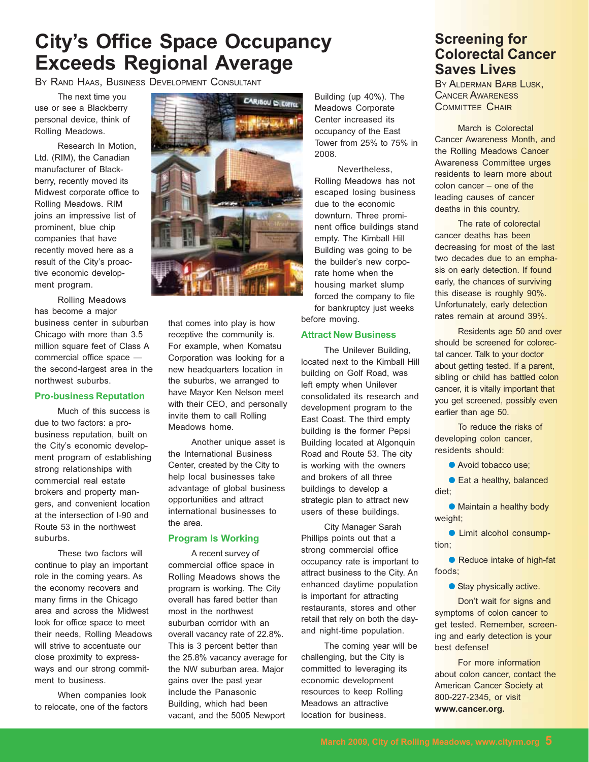# City's Office Space Occupancy Exceeds Regional Average

By Rand Haas, Business Development Consultant

The next time you use or see a Blackberry personal device, think of Rolling Meadows.

Research In Motion, Ltd. (RIM), the Canadian manufacturer of Blackberry, recently moved its Midwest corporate office to Rolling Meadows. RIM joins an impressive list of prominent, blue chip companies that have recently moved here as a result of the City's proactive economic development program.

Rolling Meadows has become a major business center in suburban Chicago with more than 3.5 million square feet of Class A commercial office space — the second-largest area in the northwest suburbs.

### Pro-business Reputation

Much of this success is due to two factors: a pro-business reputation, built on the City's economic development program of establishing strong relationships with commercial real estate brokers and property managers, and convenient location at the intersection of I-90 and Route 53 in the northwest suburbs.

These two factors will continue to play an important role in the coming years. As the economy recovers and many firms in the Chicago area and across the Midwest look for office space to meet their needs, Rolling Meadows will strive to accentuate our close proximity to expressways and our strong commitment to business.

When companies look to relocate, one of the factors that comes into play is how receptive the community is. For example, when Komatsu Corporation was looking for a new headquarters location in the suburbs, we arranged to have Mayor Ken Nelson meet with their CEO, and personally invite them to call Rolling Meadows home.

Another unique asset is the International Business Center, created by the City to help local businesses take advantage of global business opportunities and attract international businesses to the area.

### Program Is Working

A recent survey of commercial office space in Rolling Meadows shows the program is working. The City overall has fared better than most in the northwest suburban corridor with an overall vacancy rate of 22.8%. This is 3 percent better than the 25.8% vacancy average for the NW suburban area. Major gains over the past year include the Panasonic Building, which had been vacant, and the 5005 Newport Building (up 40%). The Meadows Corporate Center increased its occupancy of the East Tower from 25% to 75% in 2008.

Nevertheless, Rolling Meadows has not escaped losing business due to the economic downturn. Three prominent office buildings stand empty. The Kimball Hill Building was going to be the builder's new corporate home when the housing market slump forced the company to file for bankruptcy just weeks before moving.

### Attract New Business

The Unilever Building, located next to the Kimball Hill building on Golf Road, was left empty when Unilever consolidated its research and development program to the East Coast. The third empty building is the former Pepsi Building located at Algonquin Road and Route 53. The city is working with the owners and brokers of all three buildings to develop a strategic plan to attract new users of these buildings.

City Manager Sarah Phillips points out that a strong commercial office occupancy rate is important to attract business to the City. An enhanced daytime population is important for attracting restaurants, stores and other retail that rely on both the day- and night-time population.

The coming year will be challenging, but the City is committed to leveraging its economic development resources to keep Rolling Meadows an attractive location for business.

# Screening for Colorectal Cancer Saves Lives

By Alderman Barb Lusk, Cancer Awareness Committee Chair

March is Colorectal Cancer Awareness Month, and the Rolling Meadows Cancer Awareness Committee urges residents to learn more about colon cancer – one of the leading causes of cancer deaths in this country.

The rate of colorectal cancer deaths has been decreasing for most of the last two decades due to an emphasis on early detection. If found early, the chances of surviving this disease is roughly 90%. Unfortunately, early detection rates remain at around 39%.

Residents age 50 and over should be screened for colorectal cancer. Talk to your doctor about getting tested. If a parent, sibling or child has battled colon cancer, it is vitally important that you get screened, possibly even earlier than age 50.

To reduce the risks of developing colon cancer, residents should:

- Avoid tobacco use;
- Eat a healthy, balanced diet;
- Maintain a healthy body weight;
- Limit alcohol consumption;
- Reduce intake of high-fat foods;
- Stay physically active.

Don't wait for signs and symptoms of colon cancer to get tested. Remember, screening and early detection is your best defense!

For more information about colon cancer, contact the American Cancer Society at 800-227-2345, or visit **www.cancer.org.**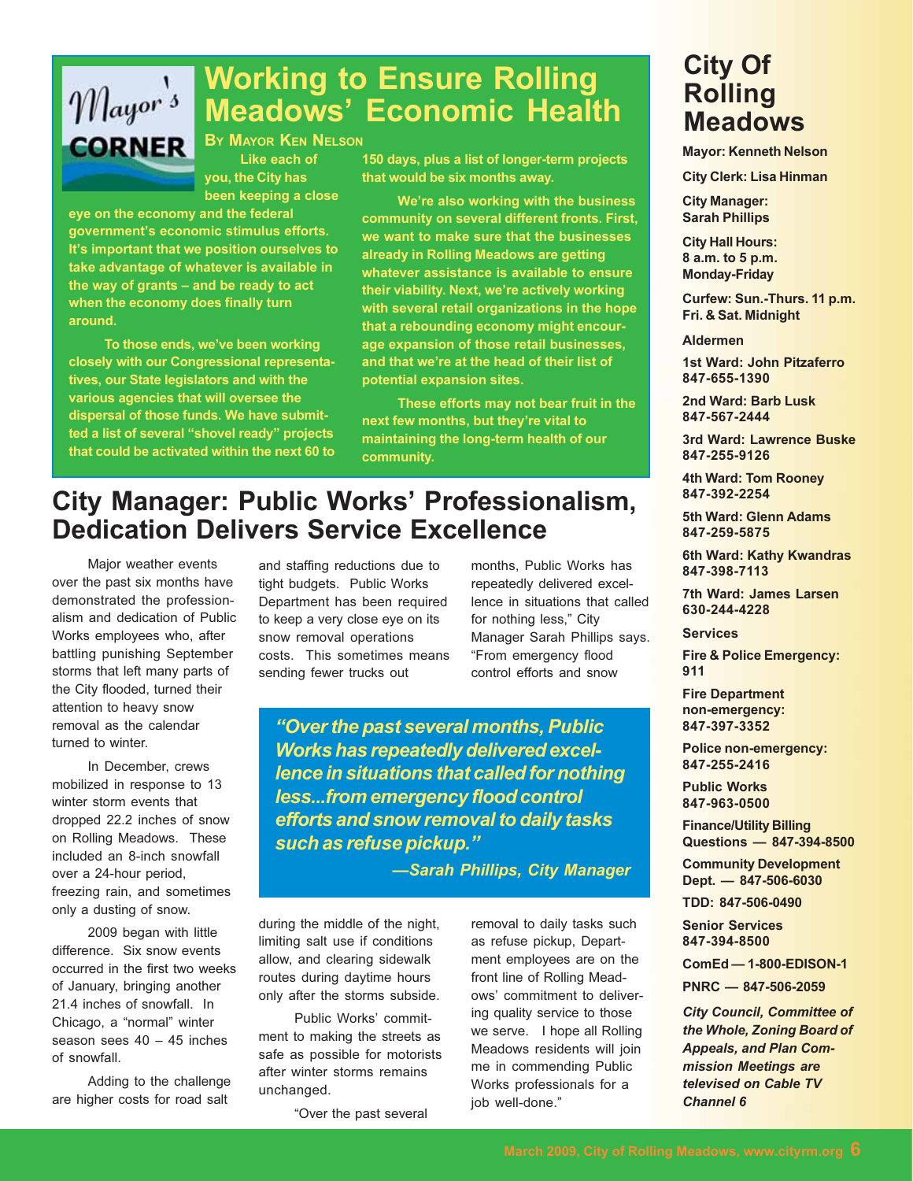Mayor's CORNER

# Working to Ensure Rolling Meadows' Economic Health

**By Mayor Ken Nelson**

**Like each of you, the City has been keeping a close eye on the economy and the federal government's economic stimulus efforts. It's important that we position ourselves to take advantage of whatever is available in the way of grants – and be ready to act when the economy does finally turn around.**

**To those ends, we've been working closely with our Congressional representatives, our State legislators and with the various agencies that will oversee the dispersal of those funds. We have submitted a list of several "shovel ready" projects that could be activated within the next 60 to 150 days, plus a list of longer-term projects that would be six months away.**

**We're also working with the business community on several different fronts. First, we want to make sure that the businesses already in Rolling Meadows are getting whatever assistance is available to ensure their viability. Next, we're actively working with several retail organizations in the hope that a rebounding economy might encourage expansion of those retail businesses, and that we're at the head of their list of potential expansion sites.**

**These efforts may not bear fruit in the next few months, but they're vital to maintaining the long-term health of our community.**

# City Manager: Public Works' Professionalism, Dedication Delivers Service Excellence

Major weather events over the past six months have demonstrated the professionalism and dedication of Public Works employees who, after battling punishing September storms that left many parts of the City flooded, turned their attention to heavy snow removal as the calendar turned to winter.

In December, crews mobilized in response to 13 winter storm events that dropped 22.2 inches of snow on Rolling Meadows. These included an 8-inch snowfall over a 24-hour period, freezing rain, and sometimes only a dusting of snow.

2009 began with little difference. Six snow events occurred in the first two weeks of January, bringing another 21.4 inches of snowfall. In Chicago, a "normal" winter season sees 40 – 45 inches of snowfall.

Adding to the challenge are higher costs for road salt and staffing reductions due to tight budgets. Public Works Department has been required to keep a very close eye on its snow removal operations costs. This sometimes means sending fewer trucks out during the middle of the night, limiting salt use if conditions allow, and clearing sidewalk routes during daytime hours only after the storms subside.

Public Works' commitment to making the streets as safe as possible for motorists after winter storms remains unchanged.

"Over the past several months, Public Works has repeatedly delivered excellence in situations that called for nothing less," City Manager Sarah Phillips says. "From emergency flood control efforts and snow removal to daily tasks such as refuse pickup, Department employees are on the front line of Rolling Meadows' commitment to delivering quality service to those we serve. I hope all Rolling Meadows residents will join me in commending Public Works professionals for a job well-done."

> ***"Over the past several months, Public Works has repeatedly delivered excellence in situations that called for nothing less...from emergency flood control efforts and snow removal to daily tasks such as refuse pickup."***
>
> ***—Sarah Phillips, City Manager***

## City Of Rolling Meadows

**Mayor: Kenneth Nelson**

**City Clerk: Lisa Hinman**

**City Manager: Sarah Phillips**

**City Hall Hours: 8 a.m. to 5 p.m. Monday-Friday**

**Curfew: Sun.-Thurs. 11 p.m. Fri. & Sat. Midnight**

**Aldermen**

**1st Ward: John Pitzaferro 847-655-1390**

**2nd Ward: Barb Lusk 847-567-2444**

**3rd Ward: Lawrence Buske 847-255-9126**

**4th Ward: Tom Rooney 847-392-2254**

**5th Ward: Glenn Adams 847-259-5875**

**6th Ward: Kathy Kwandras 847-398-7113**

**7th Ward: James Larsen 630-244-4228**

**Services**

**Fire & Police Emergency: 911**

**Fire Department non-emergency: 847-397-3352**

**Police non-emergency: 847-255-2416**

**Public Works 847-963-0500**

**Finance/Utility Billing Questions — 847-394-8500**

**Community Development Dept. — 847-506-6030**

**TDD: 847-506-0490**

**Senior Services 847-394-8500**

**ComEd — 1-800-EDISON-1**

**PNRC — 847-506-2059**

***City Council, Committee of the Whole, Zoning Board of Appeals, and Plan Commission Meetings are televised on Cable TV Channel 6***